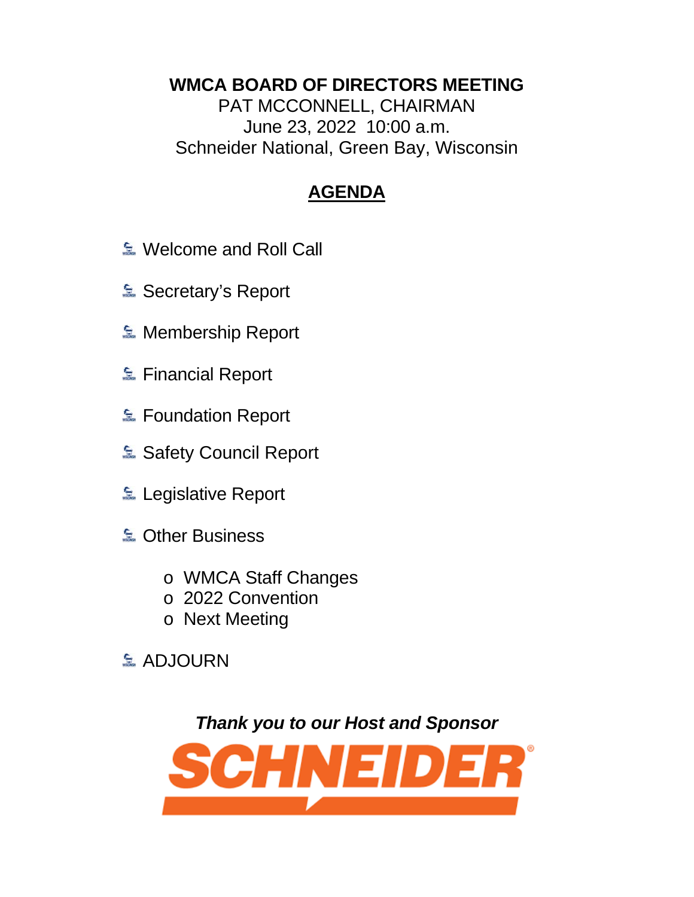# WMCA BOARD OF DIRECTORS MEETING

PAT MCCONNELL, CHAIRMAN
June 23, 2022 10:00 a.m.
Schneider National, Green Bay, Wisconsin

## AGENDA

- Welcome and Roll Call
- Secretary's Report
- Membership Report
- Financial Report
- Foundation Report
- Safety Council Report
- Legislative Report
- Other Business
  - WMCA Staff Changes
  - 2022 Convention
  - Next Meeting
- ADJOURN

***Thank you to our Host and Sponsor***

SCHNEIDER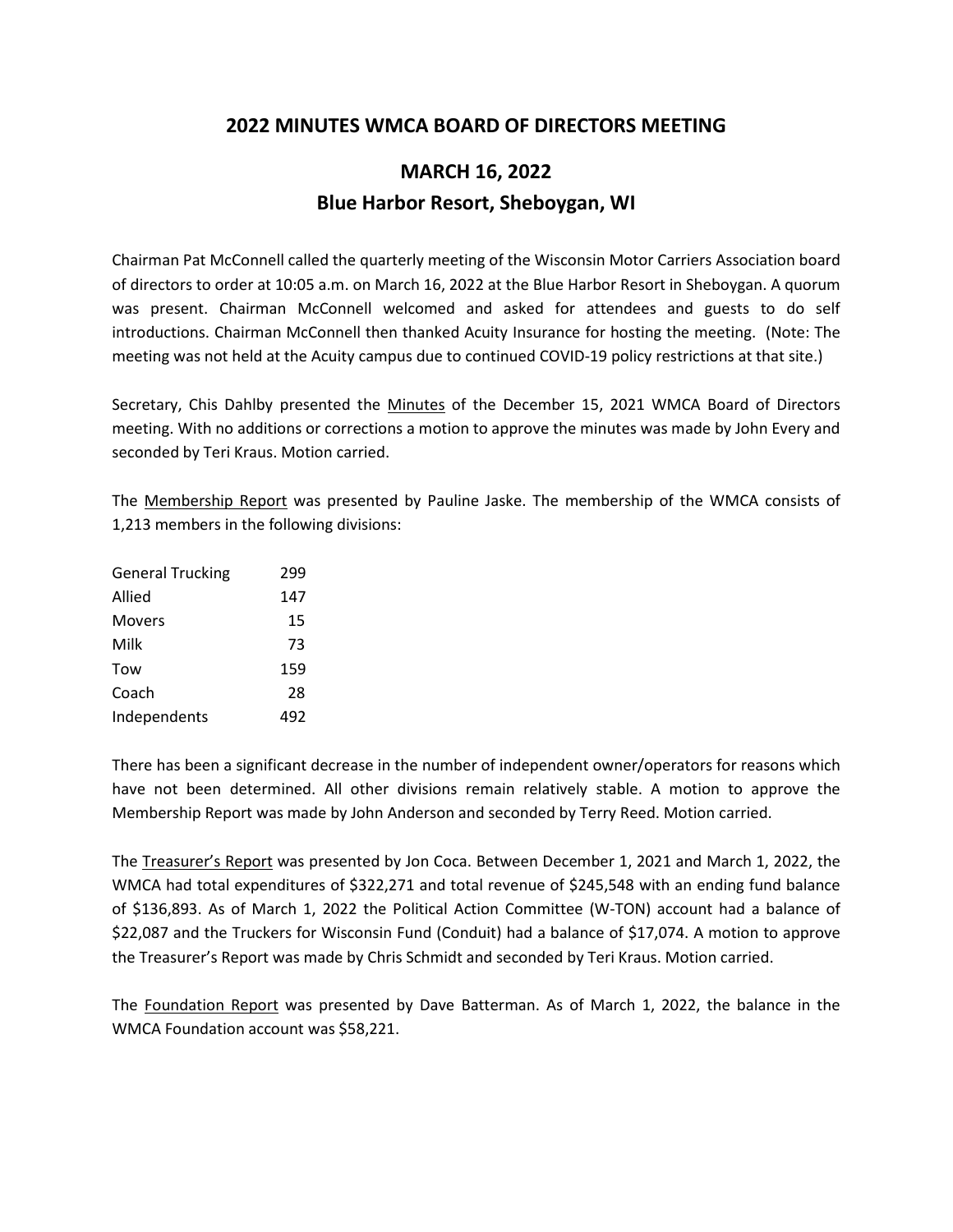## 2022 MINUTES WMCA BOARD OF DIRECTORS MEETING

## MARCH 16, 2022
## Blue Harbor Resort, Sheboygan, WI

Chairman Pat McConnell called the quarterly meeting of the Wisconsin Motor Carriers Association board of directors to order at 10:05 a.m. on March 16, 2022 at the Blue Harbor Resort in Sheboygan. A quorum was present. Chairman McConnell welcomed and asked for attendees and guests to do self introductions. Chairman McConnell then thanked Acuity Insurance for hosting the meeting. (Note: The meeting was not held at the Acuity campus due to continued COVID-19 policy restrictions at that site.)

Secretary, Chis Dahlby presented the Minutes of the December 15, 2021 WMCA Board of Directors meeting. With no additions or corrections a motion to approve the minutes was made by John Every and seconded by Teri Kraus. Motion carried.

The Membership Report was presented by Pauline Jaske. The membership of the WMCA consists of 1,213 members in the following divisions:

| | |
|---|---|
| General Trucking | 299 |
| Allied | 147 |
| Movers | 15 |
| Milk | 73 |
| Tow | 159 |
| Coach | 28 |
| Independents | 492 |

There has been a significant decrease in the number of independent owner/operators for reasons which have not been determined. All other divisions remain relatively stable. A motion to approve the Membership Report was made by John Anderson and seconded by Terry Reed. Motion carried.

The Treasurer's Report was presented by Jon Coca. Between December 1, 2021 and March 1, 2022, the WMCA had total expenditures of $322,271 and total revenue of $245,548 with an ending fund balance of $136,893. As of March 1, 2022 the Political Action Committee (W-TON) account had a balance of $22,087 and the Truckers for Wisconsin Fund (Conduit) had a balance of $17,074. A motion to approve the Treasurer's Report was made by Chris Schmidt and seconded by Teri Kraus. Motion carried.

The Foundation Report was presented by Dave Batterman. As of March 1, 2022, the balance in the WMCA Foundation account was $58,221.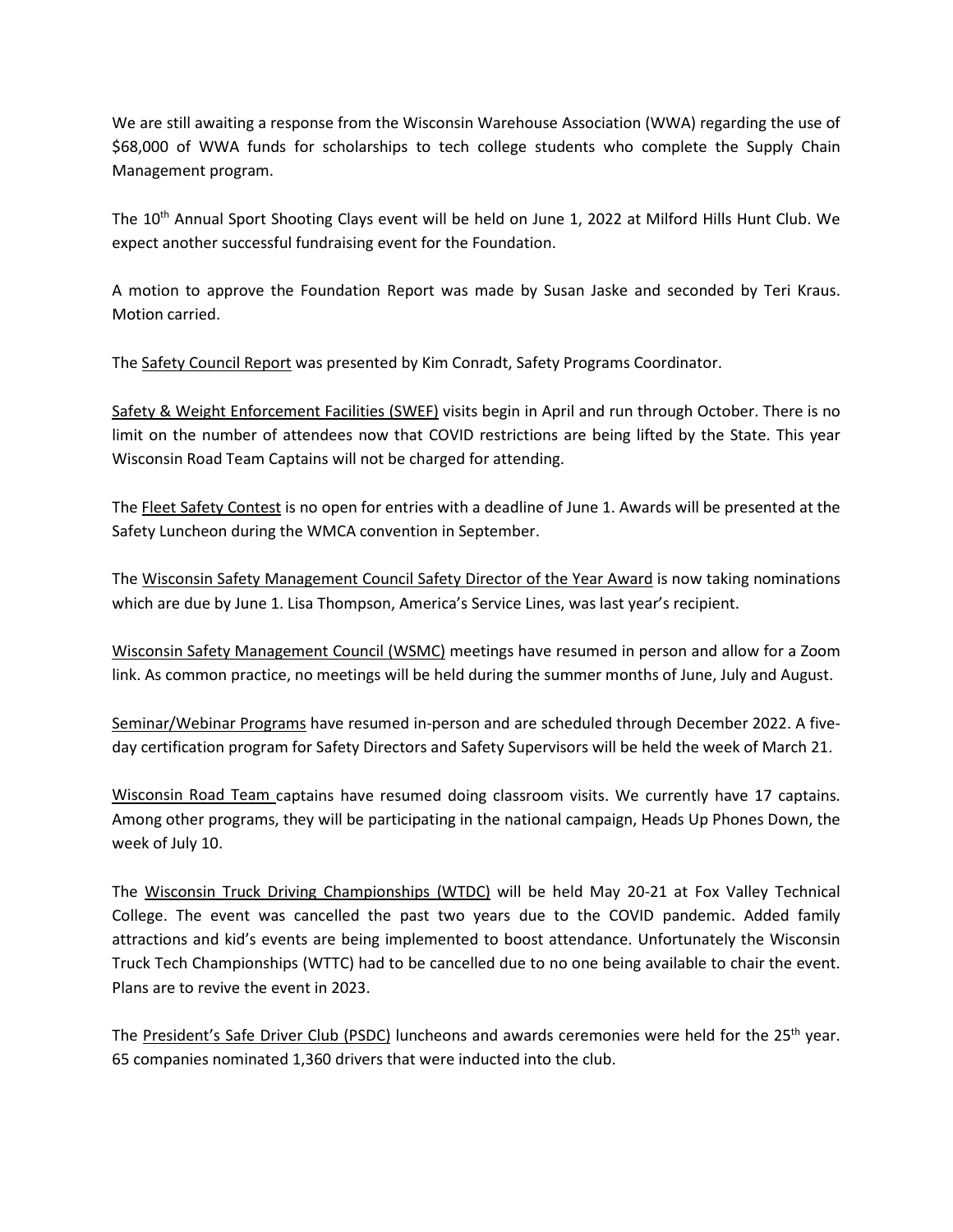We are still awaiting a response from the Wisconsin Warehouse Association (WWA) regarding the use of $68,000 of WWA funds for scholarships to tech college students who complete the Supply Chain Management program.

The 10th Annual Sport Shooting Clays event will be held on June 1, 2022 at Milford Hills Hunt Club. We expect another successful fundraising event for the Foundation.

A motion to approve the Foundation Report was made by Susan Jaske and seconded by Teri Kraus. Motion carried.

The Safety Council Report was presented by Kim Conradt, Safety Programs Coordinator.

Safety & Weight Enforcement Facilities (SWEF) visits begin in April and run through October. There is no limit on the number of attendees now that COVID restrictions are being lifted by the State. This year Wisconsin Road Team Captains will not be charged for attending.

The Fleet Safety Contest is no open for entries with a deadline of June 1. Awards will be presented at the Safety Luncheon during the WMCA convention in September.

The Wisconsin Safety Management Council Safety Director of the Year Award is now taking nominations which are due by June 1. Lisa Thompson, America's Service Lines, was last year's recipient.

Wisconsin Safety Management Council (WSMC) meetings have resumed in person and allow for a Zoom link. As common practice, no meetings will be held during the summer months of June, July and August.

Seminar/Webinar Programs have resumed in-person and are scheduled through December 2022. A five-day certification program for Safety Directors and Safety Supervisors will be held the week of March 21.

Wisconsin Road Team captains have resumed doing classroom visits. We currently have 17 captains. Among other programs, they will be participating in the national campaign, Heads Up Phones Down, the week of July 10.

The Wisconsin Truck Driving Championships (WTDC) will be held May 20-21 at Fox Valley Technical College. The event was cancelled the past two years due to the COVID pandemic. Added family attractions and kid's events are being implemented to boost attendance. Unfortunately the Wisconsin Truck Tech Championships (WTTC) had to be cancelled due to no one being available to chair the event. Plans are to revive the event in 2023.

The President's Safe Driver Club (PSDC) luncheons and awards ceremonies were held for the 25th year. 65 companies nominated 1,360 drivers that were inducted into the club.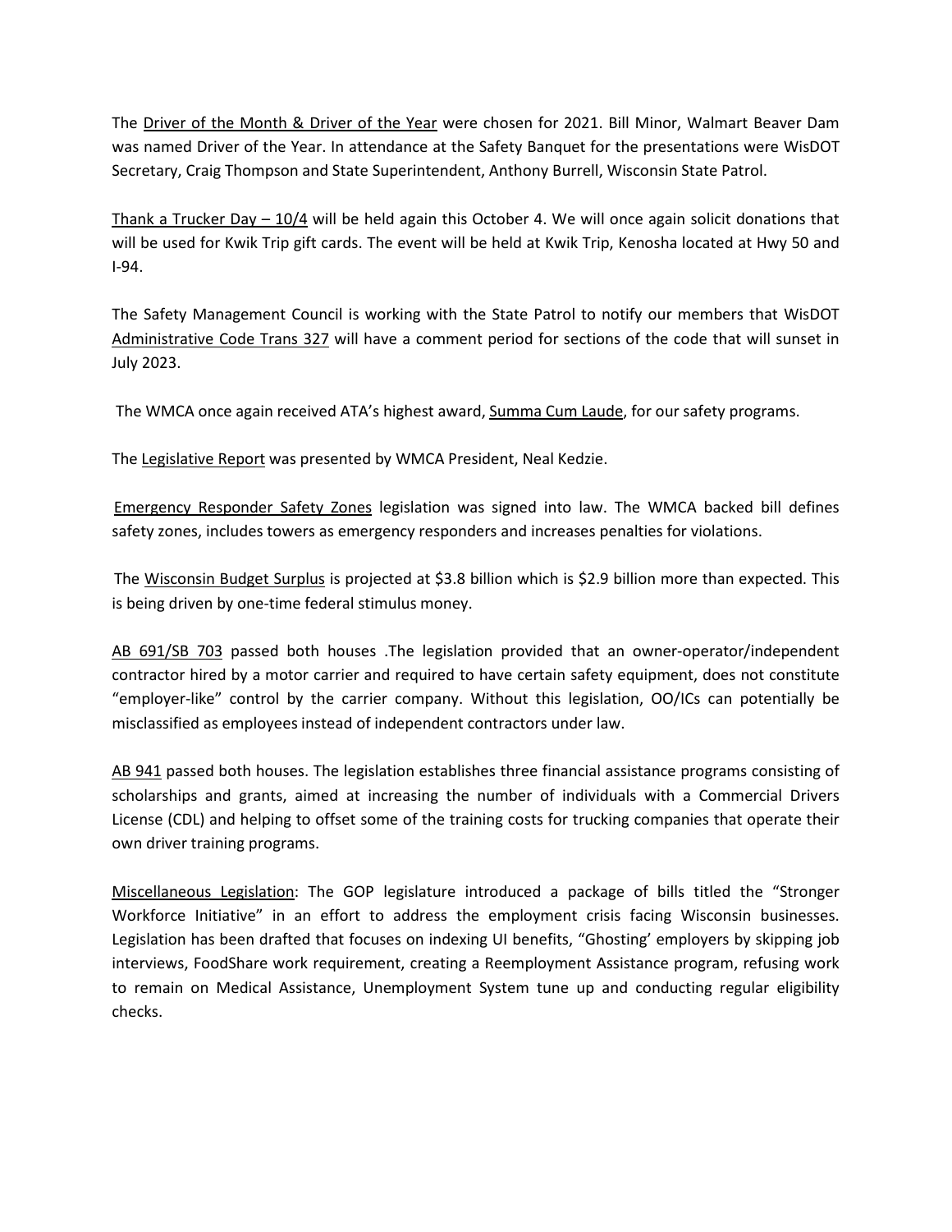The <u>Driver of the Month & Driver of the Year</u> were chosen for 2021. Bill Minor, Walmart Beaver Dam was named Driver of the Year. In attendance at the Safety Banquet for the presentations were WisDOT Secretary, Craig Thompson and State Superintendent, Anthony Burrell, Wisconsin State Patrol.

<u>Thank a Trucker Day – 10/4</u> will be held again this October 4. We will once again solicit donations that will be used for Kwik Trip gift cards. The event will be held at Kwik Trip, Kenosha located at Hwy 50 and I-94.

The Safety Management Council is working with the State Patrol to notify our members that WisDOT <u>Administrative Code Trans 327</u> will have a comment period for sections of the code that will sunset in July 2023.

The WMCA once again received ATA's highest award, <u>Summa Cum Laude</u>, for our safety programs.

The <u>Legislative Report</u> was presented by WMCA President, Neal Kedzie.

<u>Emergency Responder Safety Zones</u> legislation was signed into law. The WMCA backed bill defines safety zones, includes towers as emergency responders and increases penalties for violations.

The <u>Wisconsin Budget Surplus</u> is projected at $3.8 billion which is $2.9 billion more than expected. This is being driven by one-time federal stimulus money.

<u>AB 691/SB 703</u> passed both houses .The legislation provided that an owner-operator/independent contractor hired by a motor carrier and required to have certain safety equipment, does not constitute "employer-like" control by the carrier company. Without this legislation, OO/ICs can potentially be misclassified as employees instead of independent contractors under law.

<u>AB 941</u> passed both houses. The legislation establishes three financial assistance programs consisting of scholarships and grants, aimed at increasing the number of individuals with a Commercial Drivers License (CDL) and helping to offset some of the training costs for trucking companies that operate their own driver training programs.

<u>Miscellaneous Legislation</u>: The GOP legislature introduced a package of bills titled the "Stronger Workforce Initiative" in an effort to address the employment crisis facing Wisconsin businesses. Legislation has been drafted that focuses on indexing UI benefits, "Ghosting' employers by skipping job interviews, FoodShare work requirement, creating a Reemployment Assistance program, refusing work to remain on Medical Assistance, Unemployment System tune up and conducting regular eligibility checks.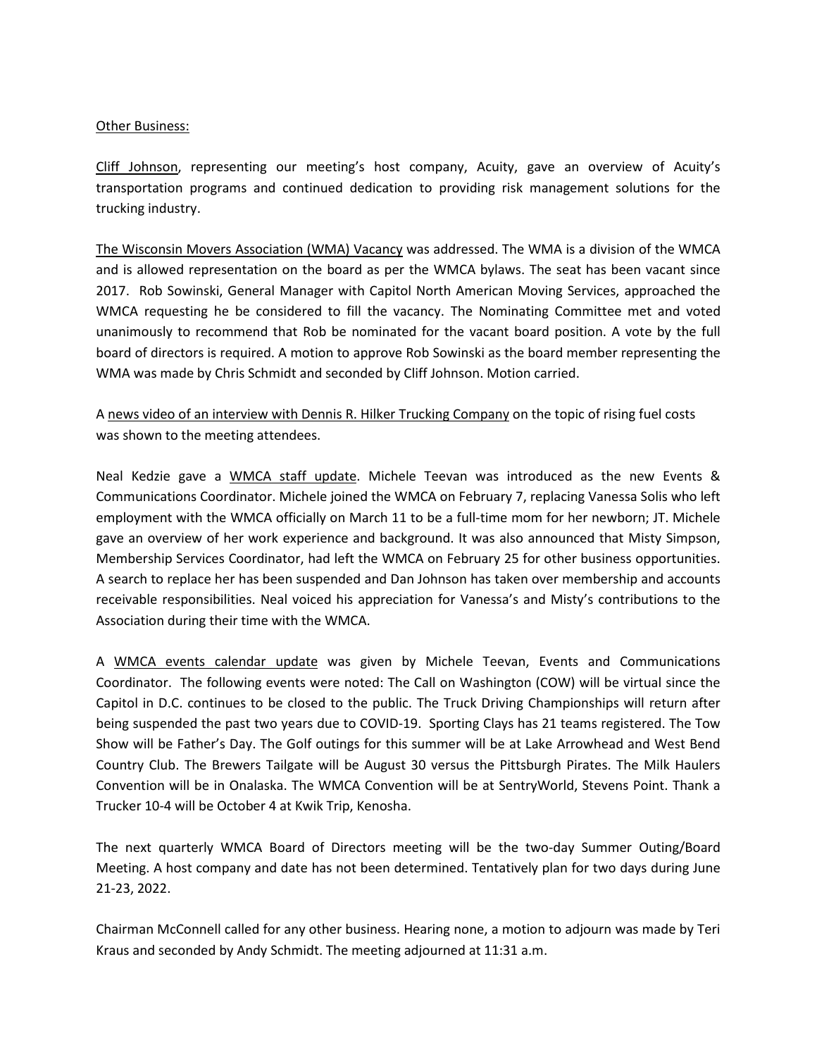Other Business:

Cliff Johnson, representing our meeting's host company, Acuity, gave an overview of Acuity's transportation programs and continued dedication to providing risk management solutions for the trucking industry.

The Wisconsin Movers Association (WMA) Vacancy was addressed. The WMA is a division of the WMCA and is allowed representation on the board as per the WMCA bylaws. The seat has been vacant since 2017. Rob Sowinski, General Manager with Capitol North American Moving Services, approached the WMCA requesting he be considered to fill the vacancy. The Nominating Committee met and voted unanimously to recommend that Rob be nominated for the vacant board position. A vote by the full board of directors is required. A motion to approve Rob Sowinski as the board member representing the WMA was made by Chris Schmidt and seconded by Cliff Johnson. Motion carried.

A news video of an interview with Dennis R. Hilker Trucking Company on the topic of rising fuel costs was shown to the meeting attendees.

Neal Kedzie gave a WMCA staff update. Michele Teevan was introduced as the new Events & Communications Coordinator. Michele joined the WMCA on February 7, replacing Vanessa Solis who left employment with the WMCA officially on March 11 to be a full-time mom for her newborn; JT. Michele gave an overview of her work experience and background. It was also announced that Misty Simpson, Membership Services Coordinator, had left the WMCA on February 25 for other business opportunities. A search to replace her has been suspended and Dan Johnson has taken over membership and accounts receivable responsibilities. Neal voiced his appreciation for Vanessa's and Misty's contributions to the Association during their time with the WMCA.

A WMCA events calendar update was given by Michele Teevan, Events and Communications Coordinator. The following events were noted: The Call on Washington (COW) will be virtual since the Capitol in D.C. continues to be closed to the public. The Truck Driving Championships will return after being suspended the past two years due to COVID-19. Sporting Clays has 21 teams registered. The Tow Show will be Father's Day. The Golf outings for this summer will be at Lake Arrowhead and West Bend Country Club. The Brewers Tailgate will be August 30 versus the Pittsburgh Pirates. The Milk Haulers Convention will be in Onalaska. The WMCA Convention will be at SentryWorld, Stevens Point. Thank a Trucker 10-4 will be October 4 at Kwik Trip, Kenosha.

The next quarterly WMCA Board of Directors meeting will be the two-day Summer Outing/Board Meeting. A host company and date has not been determined. Tentatively plan for two days during June 21-23, 2022.

Chairman McConnell called for any other business. Hearing none, a motion to adjourn was made by Teri Kraus and seconded by Andy Schmidt. The meeting adjourned at 11:31 a.m.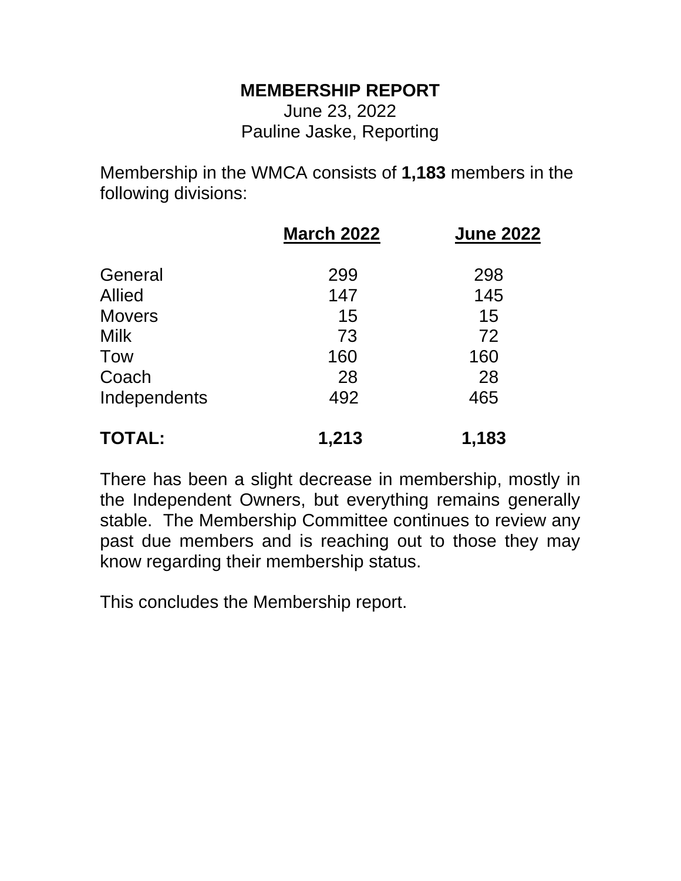# MEMBERSHIP REPORT

June 23, 2022

Pauline Jaske, Reporting

Membership in the WMCA consists of **1,183** members in the following divisions:

| | March 2022 | June 2022 |
|---|---|---|
| General | 299 | 298 |
| Allied | 147 | 145 |
| Movers | 15 | 15 |
| Milk | 73 | 72 |
| Tow | 160 | 160 |
| Coach | 28 | 28 |
| Independents | 492 | 465 |
| **TOTAL:** | **1,213** | **1,183** |

There has been a slight decrease in membership, mostly in the Independent Owners, but everything remains generally stable. The Membership Committee continues to review any past due members and is reaching out to those they may know regarding their membership status.

This concludes the Membership report.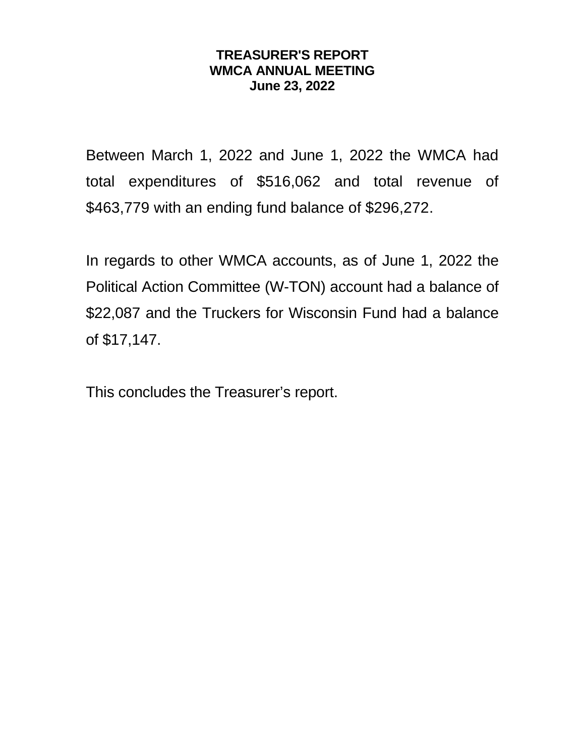# TREASURER'S REPORT
## WMCA ANNUAL MEETING
### June 23, 2022

Between March 1, 2022 and June 1, 2022 the WMCA had total expenditures of $516,062 and total revenue of $463,779 with an ending fund balance of $296,272.

In regards to other WMCA accounts, as of June 1, 2022 the Political Action Committee (W-TON) account had a balance of $22,087 and the Truckers for Wisconsin Fund had a balance of $17,147.

This concludes the Treasurer's report.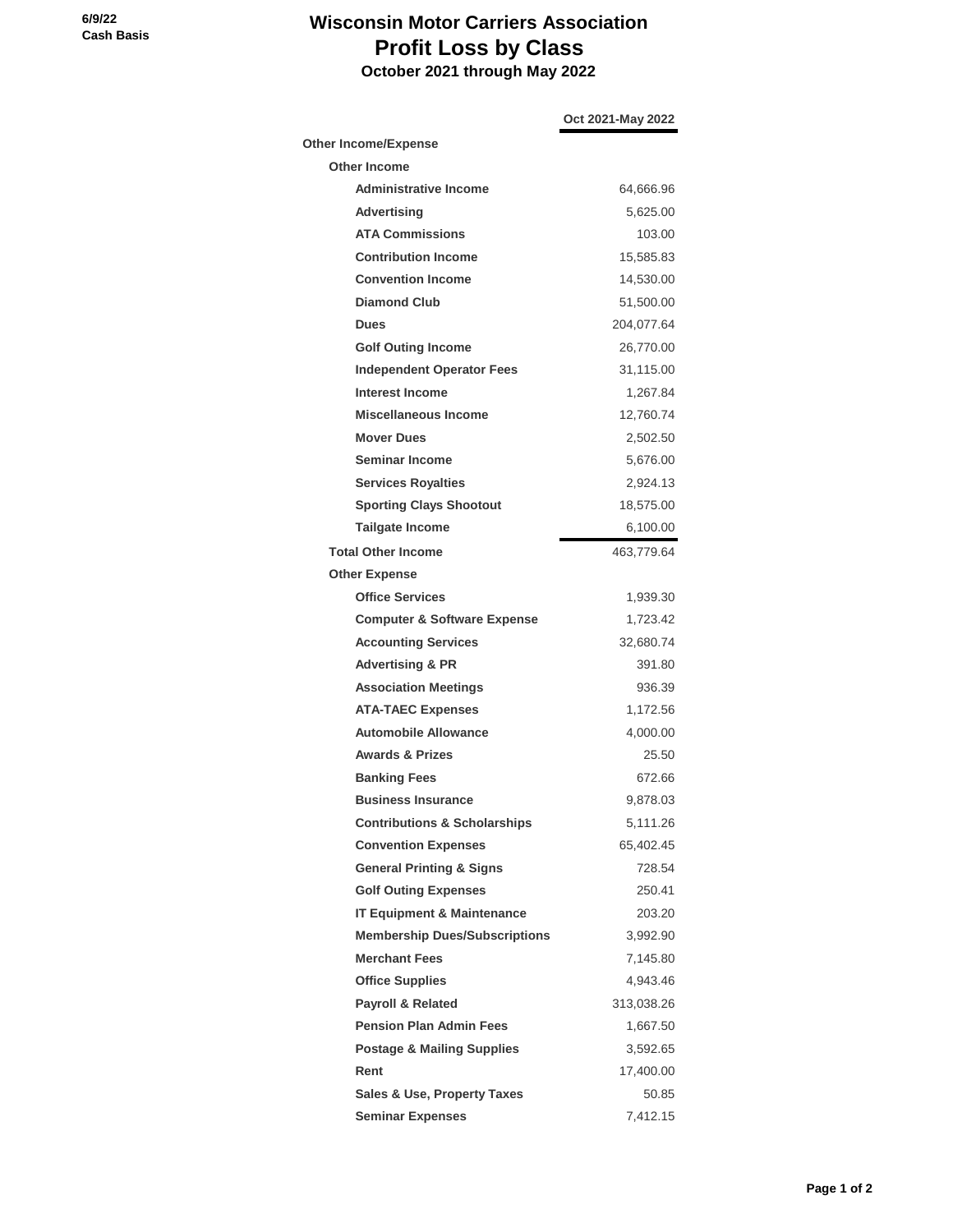6/9/22
Cash Basis

# Wisconsin Motor Carriers Association
## Profit Loss by Class
### October 2021 through May 2022

| | Oct 2021-May 2022 |
|---|---|
| **Other Income/Expense** | |
| **Other Income** | |
| **Administrative Income** | 64,666.96 |
| **Advertising** | 5,625.00 |
| **ATA Commissions** | 103.00 |
| **Contribution Income** | 15,585.83 |
| **Convention Income** | 14,530.00 |
| **Diamond Club** | 51,500.00 |
| **Dues** | 204,077.64 |
| **Golf Outing Income** | 26,770.00 |
| **Independent Operator Fees** | 31,115.00 |
| **Interest Income** | 1,267.84 |
| **Miscellaneous Income** | 12,760.74 |
| **Mover Dues** | 2,502.50 |
| **Seminar Income** | 5,676.00 |
| **Services Royalties** | 2,924.13 |
| **Sporting Clays Shootout** | 18,575.00 |
| **Tailgate Income** | 6,100.00 |
| **Total Other Income** | 463,779.64 |
| **Other Expense** | |
| **Office Services** | 1,939.30 |
| **Computer & Software Expense** | 1,723.42 |
| **Accounting Services** | 32,680.74 |
| **Advertising & PR** | 391.80 |
| **Association Meetings** | 936.39 |
| **ATA-TAEC Expenses** | 1,172.56 |
| **Automobile Allowance** | 4,000.00 |
| **Awards & Prizes** | 25.50 |
| **Banking Fees** | 672.66 |
| **Business Insurance** | 9,878.03 |
| **Contributions & Scholarships** | 5,111.26 |
| **Convention Expenses** | 65,402.45 |
| **General Printing & Signs** | 728.54 |
| **Golf Outing Expenses** | 250.41 |
| **IT Equipment & Maintenance** | 203.20 |
| **Membership Dues/Subscriptions** | 3,992.90 |
| **Merchant Fees** | 7,145.80 |
| **Office Supplies** | 4,943.46 |
| **Payroll & Related** | 313,038.26 |
| **Pension Plan Admin Fees** | 1,667.50 |
| **Postage & Mailing Supplies** | 3,592.65 |
| **Rent** | 17,400.00 |
| **Sales & Use, Property Taxes** | 50.85 |
| **Seminar Expenses** | 7,412.15 |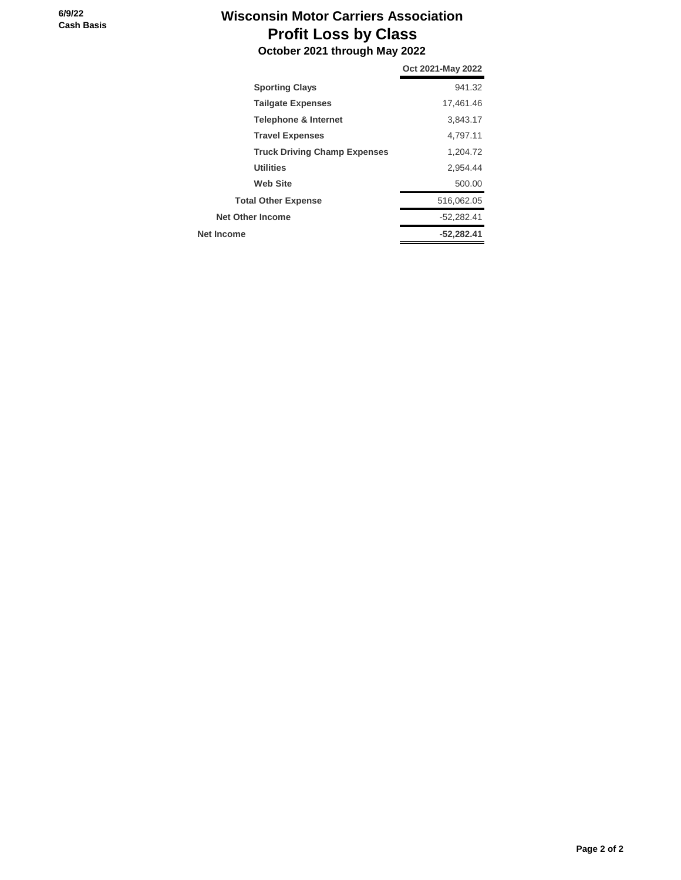6/9/22
Cash Basis

# Wisconsin Motor Carriers Association
## Profit Loss by Class
### October 2021 through May 2022

| | Oct 2021-May 2022 |
|---|---|
| **Sporting Clays** | 941.32 |
| **Tailgate Expenses** | 17,461.46 |
| **Telephone & Internet** | 3,843.17 |
| **Travel Expenses** | 4,797.11 |
| **Truck Driving Champ Expenses** | 1,204.72 |
| **Utilities** | 2,954.44 |
| **Web Site** | 500.00 |
| **Total Other Expense** | 516,062.05 |
| **Net Other Income** | -52,282.41 |
| **Net Income** | **-52,282.41** |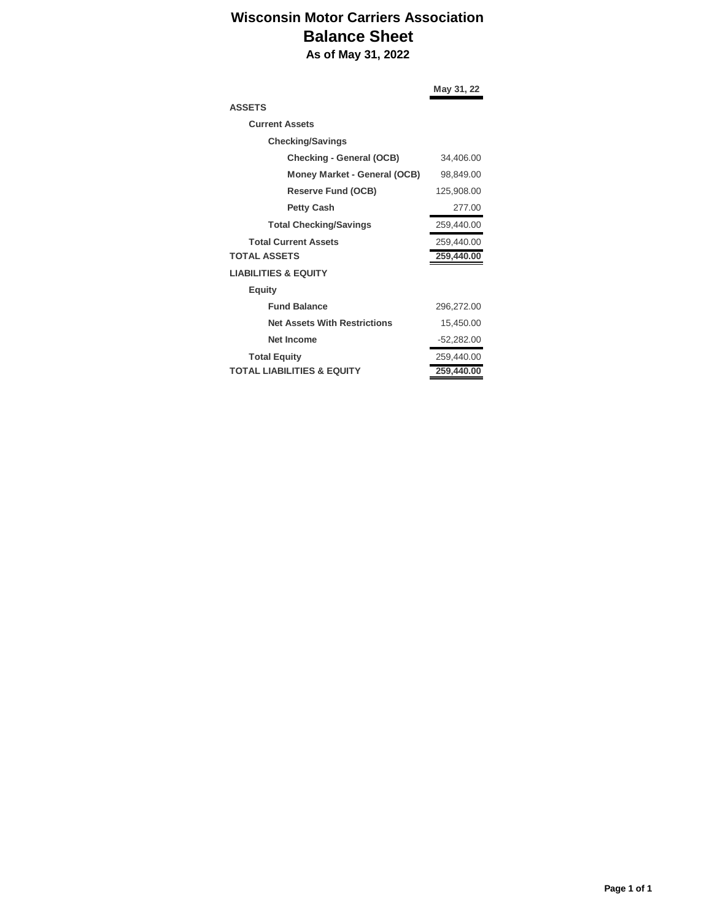# Wisconsin Motor Carriers Association
## Balance Sheet
### As of May 31, 2022

| | May 31, 22 |
|---|---|
| **ASSETS** | |
| **Current Assets** | |
| **Checking/Savings** | |
| **Checking - General (OCB)** | 34,406.00 |
| **Money Market - General (OCB)** | 98,849.00 |
| **Reserve Fund (OCB)** | 125,908.00 |
| **Petty Cash** | 277.00 |
| **Total Checking/Savings** | 259,440.00 |
| **Total Current Assets** | 259,440.00 |
| **TOTAL ASSETS** | **259,440.00** |
| **LIABILITIES & EQUITY** | |
| **Equity** | |
| **Fund Balance** | 296,272.00 |
| **Net Assets With Restrictions** | 15,450.00 |
| **Net Income** | -52,282.00 |
| **Total Equity** | 259,440.00 |
| **TOTAL LIABILITIES & EQUITY** | **259,440.00** |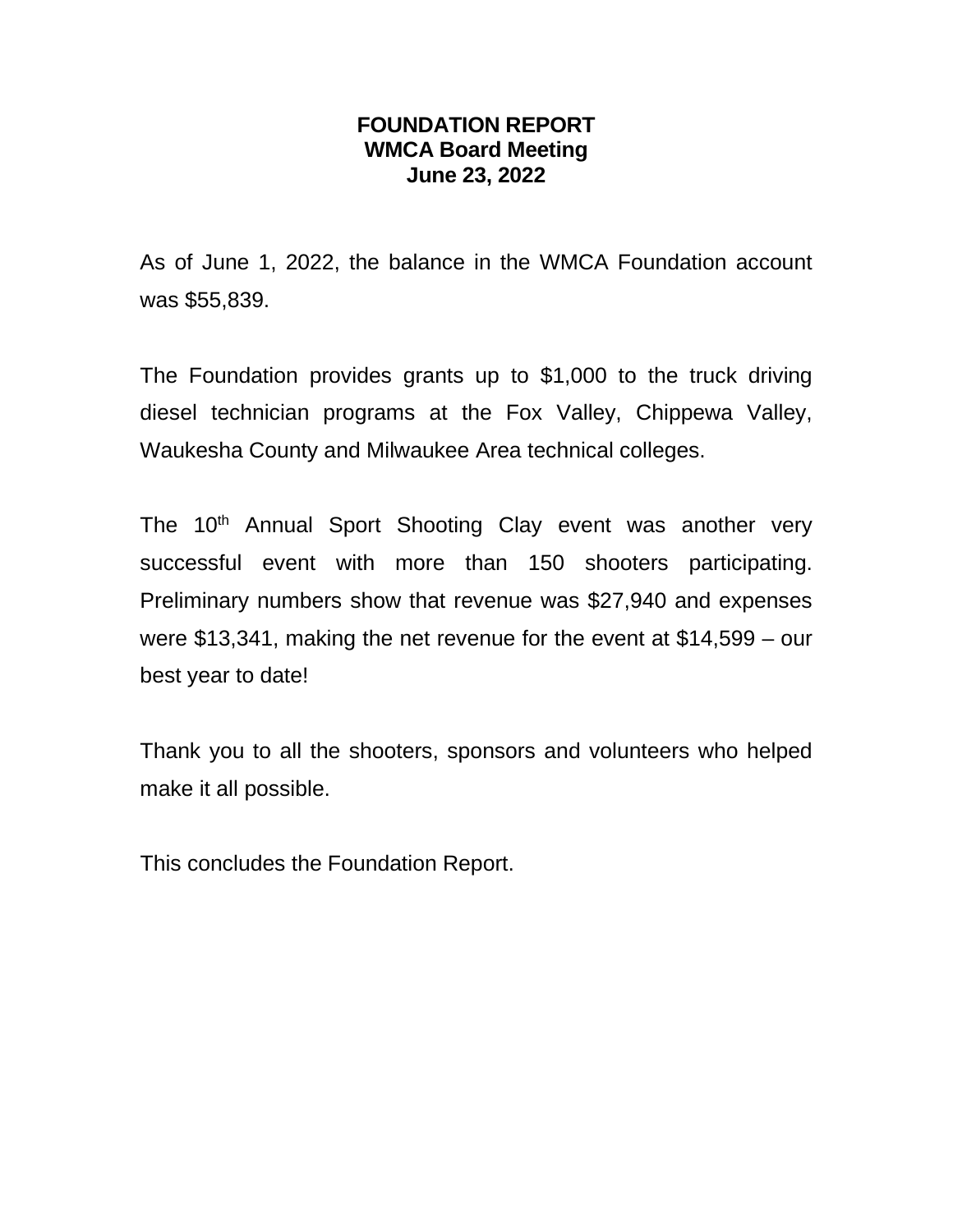**FOUNDATION REPORT**
**WMCA Board Meeting**
**June 23, 2022**

As of June 1, 2022, the balance in the WMCA Foundation account was $55,839.

The Foundation provides grants up to $1,000 to the truck driving diesel technician programs at the Fox Valley, Chippewa Valley, Waukesha County and Milwaukee Area technical colleges.

The 10th Annual Sport Shooting Clay event was another very successful event with more than 150 shooters participating. Preliminary numbers show that revenue was $27,940 and expenses were $13,341, making the net revenue for the event at $14,599 – our best year to date!

Thank you to all the shooters, sponsors and volunteers who helped make it all possible.

This concludes the Foundation Report.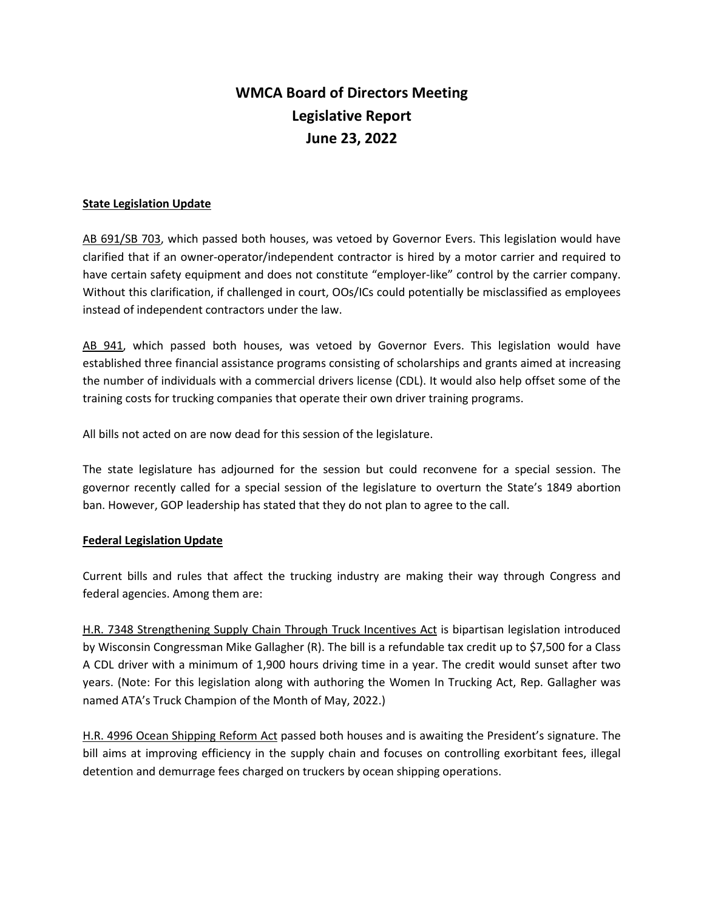# WMCA Board of Directors Meeting
# Legislative Report
# June 23, 2022

**State Legislation Update**

AB 691/SB 703, which passed both houses, was vetoed by Governor Evers. This legislation would have clarified that if an owner-operator/independent contractor is hired by a motor carrier and required to have certain safety equipment and does not constitute "employer-like" control by the carrier company. Without this clarification, if challenged in court, OOs/ICs could potentially be misclassified as employees instead of independent contractors under the law.

AB 941, which passed both houses, was vetoed by Governor Evers. This legislation would have established three financial assistance programs consisting of scholarships and grants aimed at increasing the number of individuals with a commercial drivers license (CDL). It would also help offset some of the training costs for trucking companies that operate their own driver training programs.

All bills not acted on are now dead for this session of the legislature.

The state legislature has adjourned for the session but could reconvene for a special session. The governor recently called for a special session of the legislature to overturn the State's 1849 abortion ban. However, GOP leadership has stated that they do not plan to agree to the call.

**Federal Legislation Update**

Current bills and rules that affect the trucking industry are making their way through Congress and federal agencies. Among them are:

H.R. 7348 Strengthening Supply Chain Through Truck Incentives Act is bipartisan legislation introduced by Wisconsin Congressman Mike Gallagher (R). The bill is a refundable tax credit up to $7,500 for a Class A CDL driver with a minimum of 1,900 hours driving time in a year. The credit would sunset after two years. (Note: For this legislation along with authoring the Women In Trucking Act, Rep. Gallagher was named ATA's Truck Champion of the Month of May, 2022.)

H.R. 4996 Ocean Shipping Reform Act passed both houses and is awaiting the President's signature. The bill aims at improving efficiency in the supply chain and focuses on controlling exorbitant fees, illegal detention and demurrage fees charged on truckers by ocean shipping operations.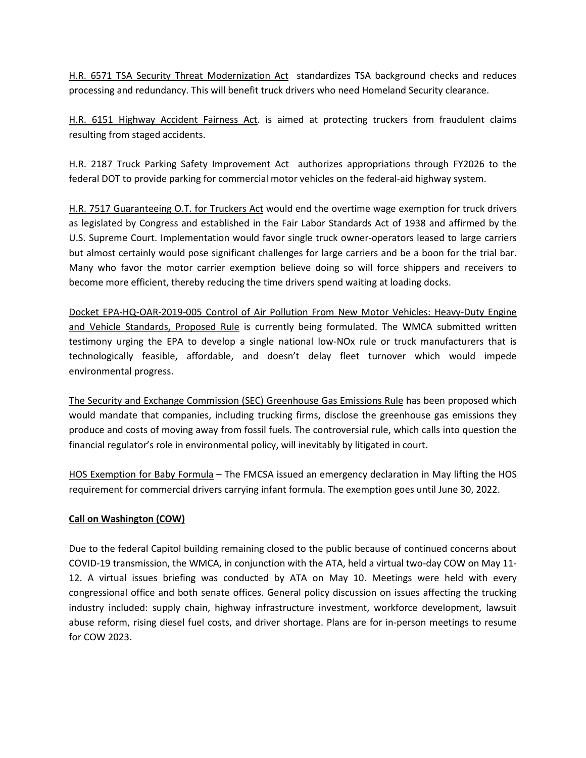H.R. 6571 TSA Security Threat Modernization Act standardizes TSA background checks and reduces processing and redundancy. This will benefit truck drivers who need Homeland Security clearance.

H.R. 6151 Highway Accident Fairness Act. is aimed at protecting truckers from fraudulent claims resulting from staged accidents.

H.R. 2187 Truck Parking Safety Improvement Act authorizes appropriations through FY2026 to the federal DOT to provide parking for commercial motor vehicles on the federal-aid highway system.

H.R. 7517 Guaranteeing O.T. for Truckers Act would end the overtime wage exemption for truck drivers as legislated by Congress and established in the Fair Labor Standards Act of 1938 and affirmed by the U.S. Supreme Court. Implementation would favor single truck owner-operators leased to large carriers but almost certainly would pose significant challenges for large carriers and be a boon for the trial bar. Many who favor the motor carrier exemption believe doing so will force shippers and receivers to become more efficient, thereby reducing the time drivers spend waiting at loading docks.

Docket EPA-HQ-OAR-2019-005 Control of Air Pollution From New Motor Vehicles: Heavy-Duty Engine and Vehicle Standards, Proposed Rule is currently being formulated. The WMCA submitted written testimony urging the EPA to develop a single national low-NOx rule or truck manufacturers that is technologically feasible, affordable, and doesn't delay fleet turnover which would impede environmental progress.

The Security and Exchange Commission (SEC) Greenhouse Gas Emissions Rule has been proposed which would mandate that companies, including trucking firms, disclose the greenhouse gas emissions they produce and costs of moving away from fossil fuels. The controversial rule, which calls into question the financial regulator's role in environmental policy, will inevitably by litigated in court.

HOS Exemption for Baby Formula – The FMCSA issued an emergency declaration in May lifting the HOS requirement for commercial drivers carrying infant formula. The exemption goes until June 30, 2022.

**Call on Washington (COW)**

Due to the federal Capitol building remaining closed to the public because of continued concerns about COVID-19 transmission, the WMCA, in conjunction with the ATA, held a virtual two-day COW on May 11-12. A virtual issues briefing was conducted by ATA on May 10. Meetings were held with every congressional office and both senate offices. General policy discussion on issues affecting the trucking industry included: supply chain, highway infrastructure investment, workforce development, lawsuit abuse reform, rising diesel fuel costs, and driver shortage. Plans are for in-person meetings to resume for COW 2023.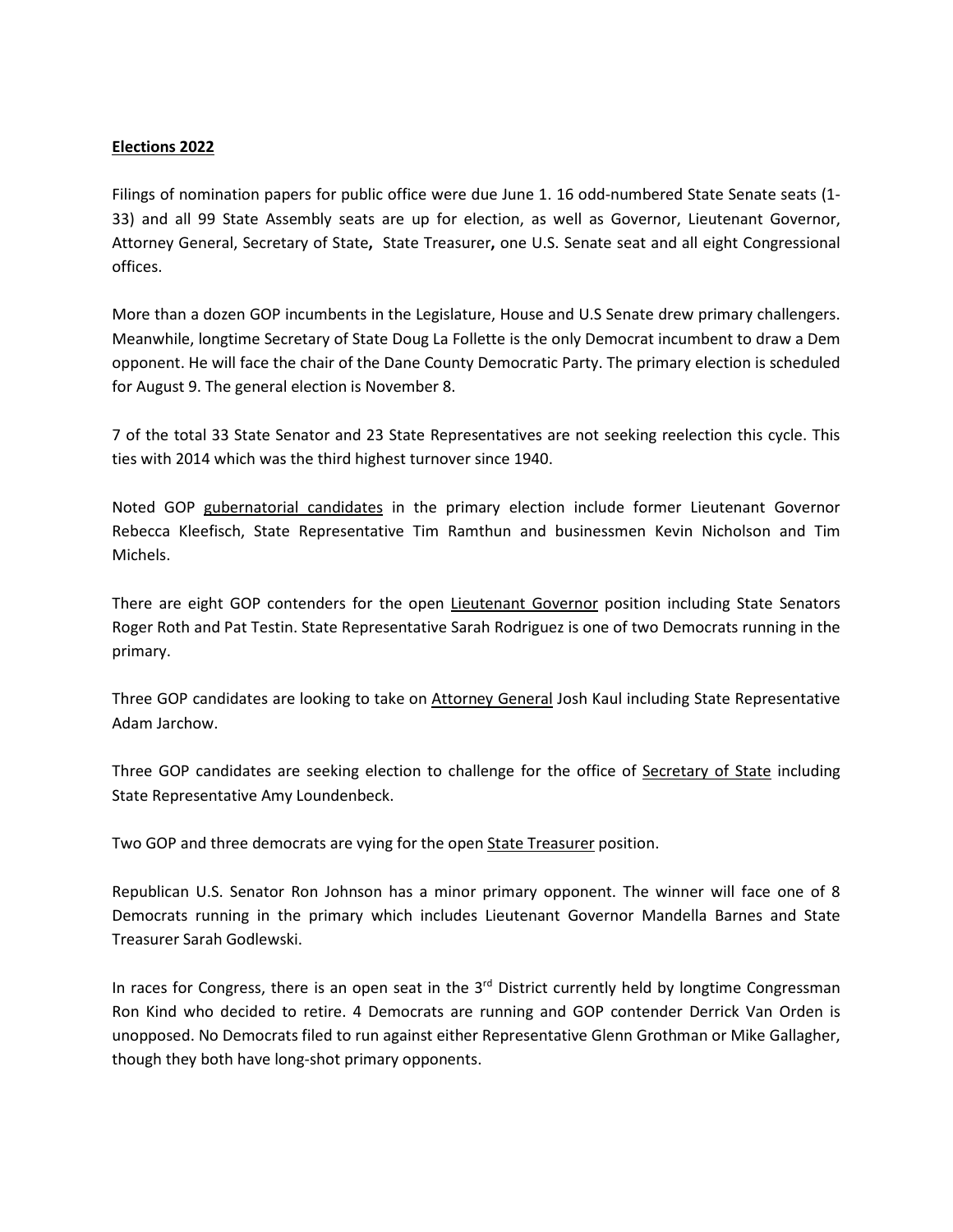**Elections 2022**

Filings of nomination papers for public office were due June 1. 16 odd-numbered State Senate seats (1-33) and all 99 State Assembly seats are up for election, as well as Governor, Lieutenant Governor, Attorney General, Secretary of State**,** State Treasurer**,** one U.S. Senate seat and all eight Congressional offices.

More than a dozen GOP incumbents in the Legislature, House and U.S Senate drew primary challengers. Meanwhile, longtime Secretary of State Doug La Follette is the only Democrat incumbent to draw a Dem opponent. He will face the chair of the Dane County Democratic Party. The primary election is scheduled for August 9. The general election is November 8.

7 of the total 33 State Senator and 23 State Representatives are not seeking reelection this cycle. This ties with 2014 which was the third highest turnover since 1940.

Noted GOP gubernatorial candidates in the primary election include former Lieutenant Governor Rebecca Kleefisch, State Representative Tim Ramthun and businessmen Kevin Nicholson and Tim Michels.

There are eight GOP contenders for the open Lieutenant Governor position including State Senators Roger Roth and Pat Testin. State Representative Sarah Rodriguez is one of two Democrats running in the primary.

Three GOP candidates are looking to take on Attorney General Josh Kaul including State Representative Adam Jarchow.

Three GOP candidates are seeking election to challenge for the office of Secretary of State including State Representative Amy Loundenbeck.

Two GOP and three democrats are vying for the open State Treasurer position.

Republican U.S. Senator Ron Johnson has a minor primary opponent. The winner will face one of 8 Democrats running in the primary which includes Lieutenant Governor Mandella Barnes and State Treasurer Sarah Godlewski.

In races for Congress, there is an open seat in the 3rd District currently held by longtime Congressman Ron Kind who decided to retire. 4 Democrats are running and GOP contender Derrick Van Orden is unopposed. No Democrats filed to run against either Representative Glenn Grothman or Mike Gallagher, though they both have long-shot primary opponents.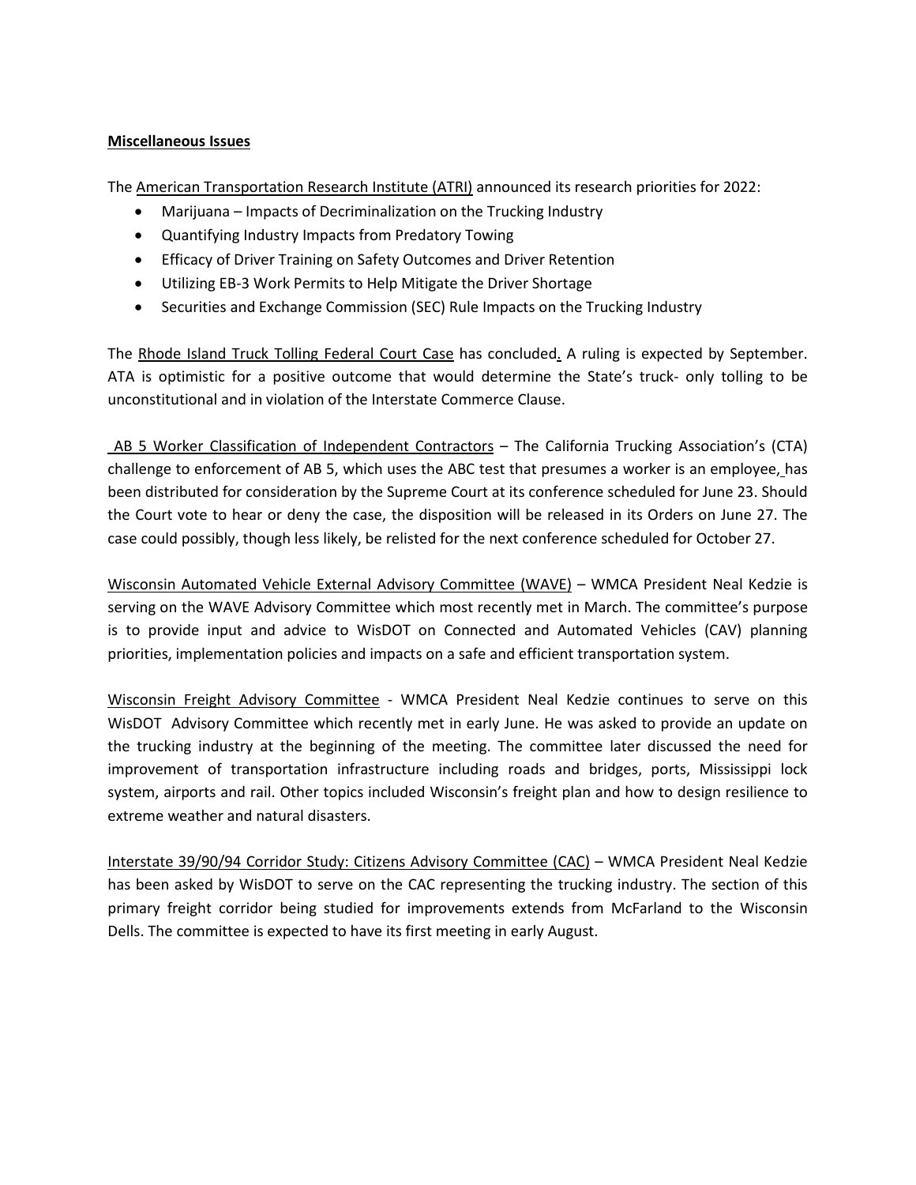## **Miscellaneous Issues**

The American Transportation Research Institute (ATRI) announced its research priorities for 2022:

- Marijuana – Impacts of Decriminalization on the Trucking Industry
- Quantifying Industry Impacts from Predatory Towing
- Efficacy of Driver Training on Safety Outcomes and Driver Retention
- Utilizing EB-3 Work Permits to Help Mitigate the Driver Shortage
- Securities and Exchange Commission (SEC) Rule Impacts on the Trucking Industry

The Rhode Island Truck Tolling Federal Court Case has concluded. A ruling is expected by September. ATA is optimistic for a positive outcome that would determine the State's truck- only tolling to be unconstitutional and in violation of the Interstate Commerce Clause.

AB 5 Worker Classification of Independent Contractors – The California Trucking Association's (CTA) challenge to enforcement of AB 5, which uses the ABC test that presumes a worker is an employee, has been distributed for consideration by the Supreme Court at its conference scheduled for June 23. Should the Court vote to hear or deny the case, the disposition will be released in its Orders on June 27. The case could possibly, though less likely, be relisted for the next conference scheduled for October 27.

Wisconsin Automated Vehicle External Advisory Committee (WAVE) – WMCA President Neal Kedzie is serving on the WAVE Advisory Committee which most recently met in March. The committee's purpose is to provide input and advice to WisDOT on Connected and Automated Vehicles (CAV) planning priorities, implementation policies and impacts on a safe and efficient transportation system.

Wisconsin Freight Advisory Committee - WMCA President Neal Kedzie continues to serve on this WisDOT Advisory Committee which recently met in early June. He was asked to provide an update on the trucking industry at the beginning of the meeting. The committee later discussed the need for improvement of transportation infrastructure including roads and bridges, ports, Mississippi lock system, airports and rail. Other topics included Wisconsin's freight plan and how to design resilience to extreme weather and natural disasters.

Interstate 39/90/94 Corridor Study: Citizens Advisory Committee (CAC) – WMCA President Neal Kedzie has been asked by WisDOT to serve on the CAC representing the trucking industry. The section of this primary freight corridor being studied for improvements extends from McFarland to the Wisconsin Dells. The committee is expected to have its first meeting in early August.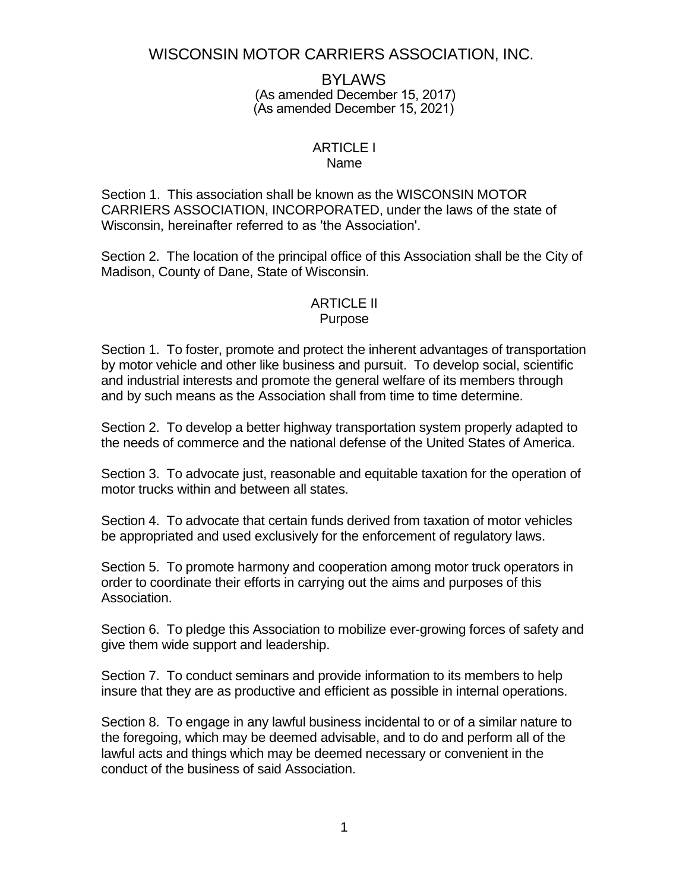# WISCONSIN MOTOR CARRIERS ASSOCIATION, INC.

## BYLAWS

(As amended December 15, 2017)
(As amended December 15, 2021)

### ARTICLE I
Name

Section 1. This association shall be known as the WISCONSIN MOTOR CARRIERS ASSOCIATION, INCORPORATED, under the laws of the state of Wisconsin, hereinafter referred to as 'the Association'.

Section 2. The location of the principal office of this Association shall be the City of Madison, County of Dane, State of Wisconsin.

### ARTICLE II
Purpose

Section 1. To foster, promote and protect the inherent advantages of transportation by motor vehicle and other like business and pursuit. To develop social, scientific and industrial interests and promote the general welfare of its members through and by such means as the Association shall from time to time determine.

Section 2. To develop a better highway transportation system properly adapted to the needs of commerce and the national defense of the United States of America.

Section 3. To advocate just, reasonable and equitable taxation for the operation of motor trucks within and between all states.

Section 4. To advocate that certain funds derived from taxation of motor vehicles be appropriated and used exclusively for the enforcement of regulatory laws.

Section 5. To promote harmony and cooperation among motor truck operators in order to coordinate their efforts in carrying out the aims and purposes of this Association.

Section 6. To pledge this Association to mobilize ever-growing forces of safety and give them wide support and leadership.

Section 7. To conduct seminars and provide information to its members to help insure that they are as productive and efficient as possible in internal operations.

Section 8. To engage in any lawful business incidental to or of a similar nature to the foregoing, which may be deemed advisable, and to do and perform all of the lawful acts and things which may be deemed necessary or convenient in the conduct of the business of said Association.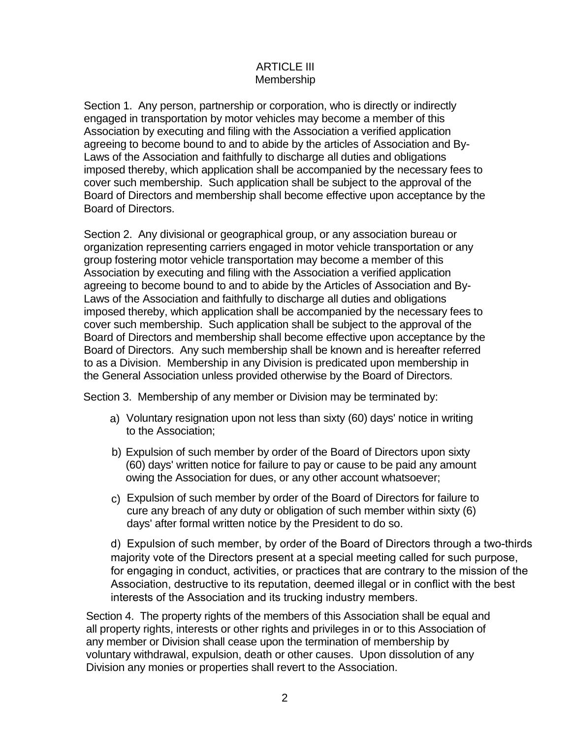## ARTICLE III
### Membership

Section 1. Any person, partnership or corporation, who is directly or indirectly engaged in transportation by motor vehicles may become a member of this Association by executing and filing with the Association a verified application agreeing to become bound to and to abide by the articles of Association and By-Laws of the Association and faithfully to discharge all duties and obligations imposed thereby, which application shall be accompanied by the necessary fees to cover such membership. Such application shall be subject to the approval of the Board of Directors and membership shall become effective upon acceptance by the Board of Directors.

Section 2. Any divisional or geographical group, or any association bureau or organization representing carriers engaged in motor vehicle transportation or any group fostering motor vehicle transportation may become a member of this Association by executing and filing with the Association a verified application agreeing to become bound to and to abide by the Articles of Association and By-Laws of the Association and faithfully to discharge all duties and obligations imposed thereby, which application shall be accompanied by the necessary fees to cover such membership. Such application shall be subject to the approval of the Board of Directors and membership shall become effective upon acceptance by the Board of Directors. Any such membership shall be known and is hereafter referred to as a Division. Membership in any Division is predicated upon membership in the General Association unless provided otherwise by the Board of Directors.

Section 3. Membership of any member or Division may be terminated by:

a) Voluntary resignation upon not less than sixty (60) days' notice in writing to the Association;

b) Expulsion of such member by order of the Board of Directors upon sixty (60) days' written notice for failure to pay or cause to be paid any amount owing the Association for dues, or any other account whatsoever;

c) Expulsion of such member by order of the Board of Directors for failure to cure any breach of any duty or obligation of such member within sixty (6) days' after formal written notice by the President to do so.

d) Expulsion of such member, by order of the Board of Directors through a two-thirds majority vote of the Directors present at a special meeting called for such purpose, for engaging in conduct, activities, or practices that are contrary to the mission of the Association, destructive to its reputation, deemed illegal or in conflict with the best interests of the Association and its trucking industry members.

Section 4. The property rights of the members of this Association shall be equal and all property rights, interests or other rights and privileges in or to this Association of any member or Division shall cease upon the termination of membership by voluntary withdrawal, expulsion, death or other causes. Upon dissolution of any Division any monies or properties shall revert to the Association.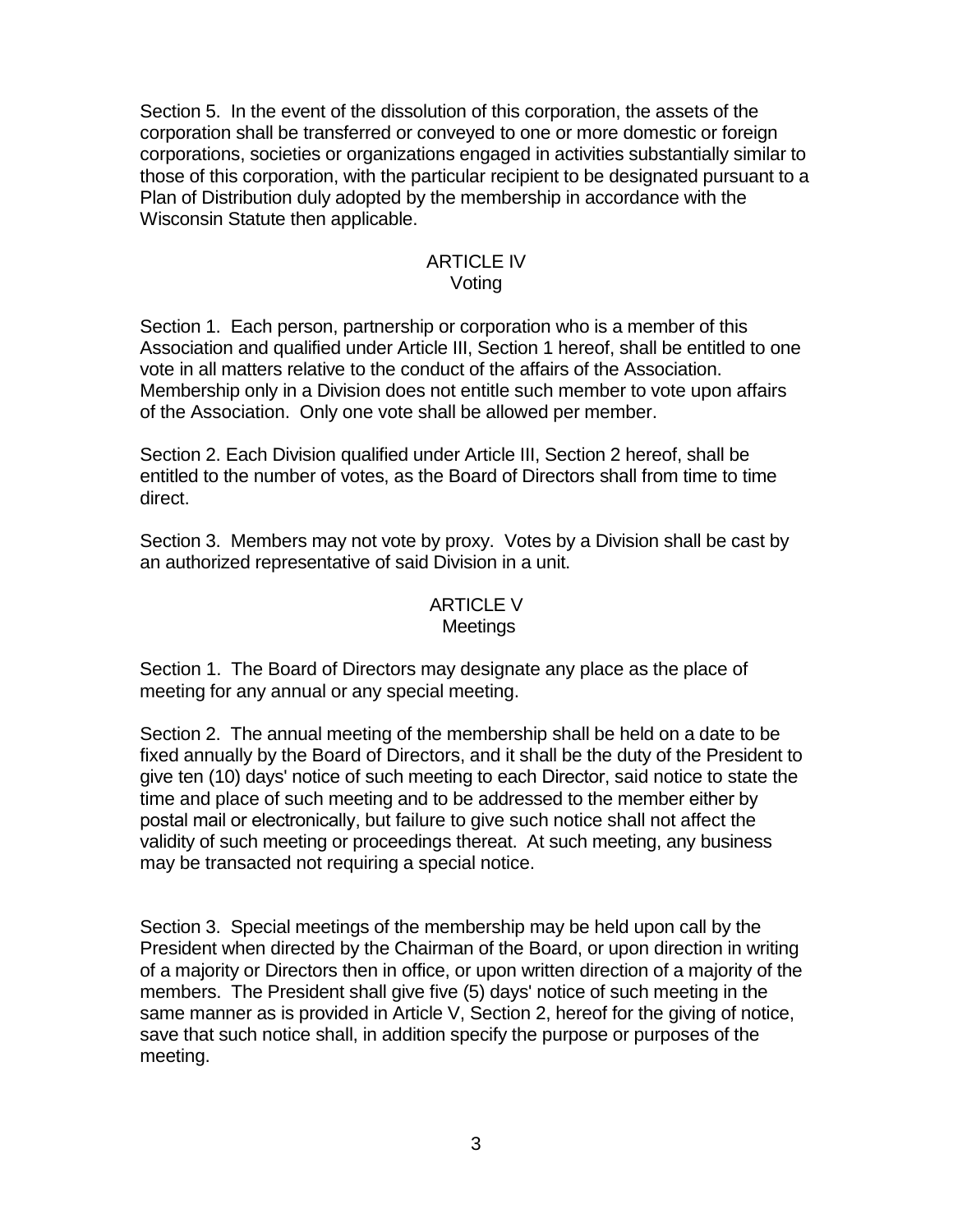Section 5. In the event of the dissolution of this corporation, the assets of the corporation shall be transferred or conveyed to one or more domestic or foreign corporations, societies or organizations engaged in activities substantially similar to those of this corporation, with the particular recipient to be designated pursuant to a Plan of Distribution duly adopted by the membership in accordance with the Wisconsin Statute then applicable.

## ARTICLE IV
### Voting

Section 1. Each person, partnership or corporation who is a member of this Association and qualified under Article III, Section 1 hereof, shall be entitled to one vote in all matters relative to the conduct of the affairs of the Association. Membership only in a Division does not entitle such member to vote upon affairs of the Association. Only one vote shall be allowed per member.

Section 2. Each Division qualified under Article III, Section 2 hereof, shall be entitled to the number of votes, as the Board of Directors shall from time to time direct.

Section 3. Members may not vote by proxy. Votes by a Division shall be cast by an authorized representative of said Division in a unit.

## ARTICLE V
### Meetings

Section 1. The Board of Directors may designate any place as the place of meeting for any annual or any special meeting.

Section 2. The annual meeting of the membership shall be held on a date to be fixed annually by the Board of Directors, and it shall be the duty of the President to give ten (10) days' notice of such meeting to each Director, said notice to state the time and place of such meeting and to be addressed to the member either by postal mail or electronically, but failure to give such notice shall not affect the validity of such meeting or proceedings thereat. At such meeting, any business may be transacted not requiring a special notice.

Section 3. Special meetings of the membership may be held upon call by the President when directed by the Chairman of the Board, or upon direction in writing of a majority or Directors then in office, or upon written direction of a majority of the members. The President shall give five (5) days' notice of such meeting in the same manner as is provided in Article V, Section 2, hereof for the giving of notice, save that such notice shall, in addition specify the purpose or purposes of the meeting.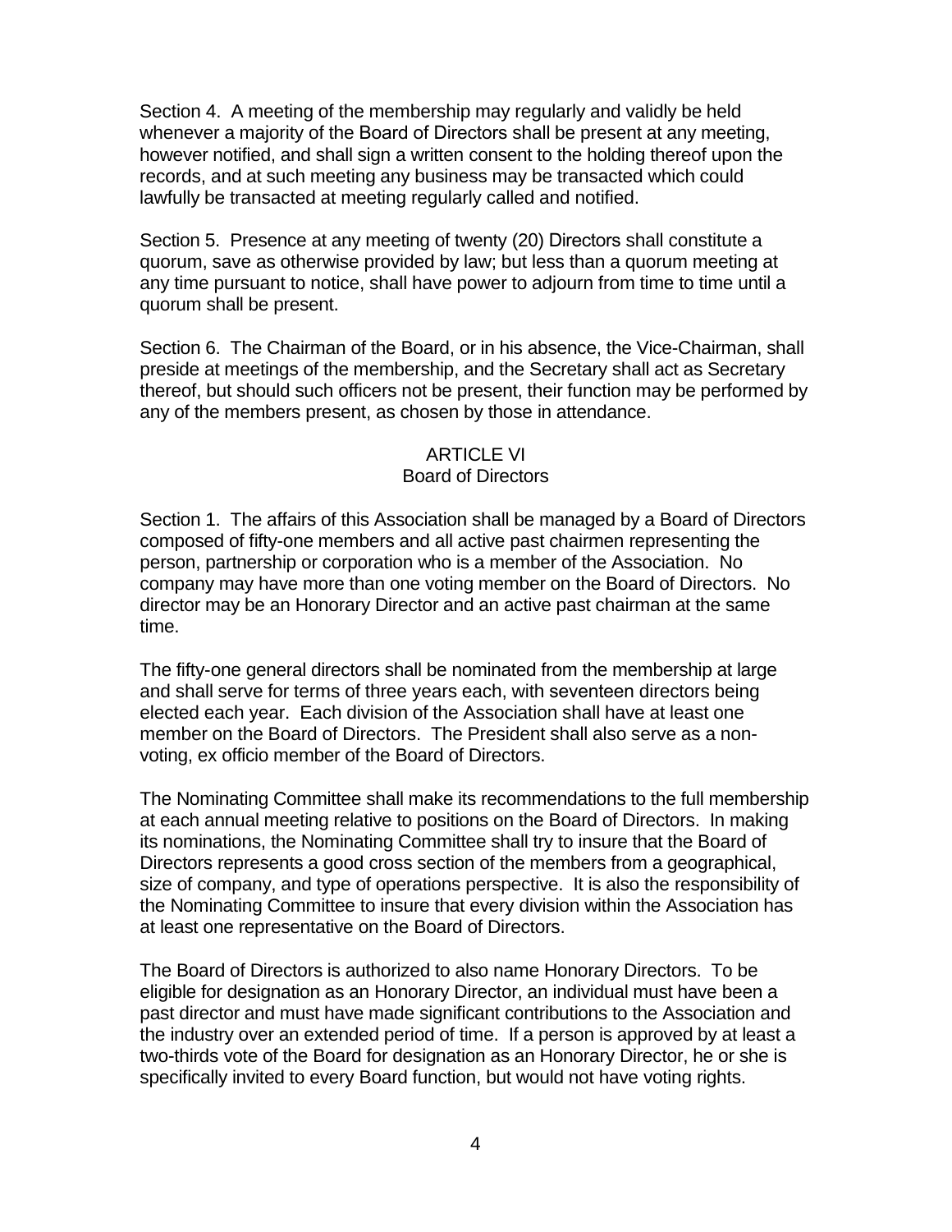Section 4. A meeting of the membership may regularly and validly be held whenever a majority of the Board of Directors shall be present at any meeting, however notified, and shall sign a written consent to the holding thereof upon the records, and at such meeting any business may be transacted which could lawfully be transacted at meeting regularly called and notified.

Section 5. Presence at any meeting of twenty (20) Directors shall constitute a quorum, save as otherwise provided by law; but less than a quorum meeting at any time pursuant to notice, shall have power to adjourn from time to time until a quorum shall be present.

Section 6. The Chairman of the Board, or in his absence, the Vice-Chairman, shall preside at meetings of the membership, and the Secretary shall act as Secretary thereof, but should such officers not be present, their function may be performed by any of the members present, as chosen by those in attendance.

## ARTICLE VI
## Board of Directors

Section 1. The affairs of this Association shall be managed by a Board of Directors composed of fifty-one members and all active past chairmen representing the person, partnership or corporation who is a member of the Association. No company may have more than one voting member on the Board of Directors. No director may be an Honorary Director and an active past chairman at the same time.

The fifty-one general directors shall be nominated from the membership at large and shall serve for terms of three years each, with seventeen directors being elected each year. Each division of the Association shall have at least one member on the Board of Directors. The President shall also serve as a non-voting, ex officio member of the Board of Directors.

The Nominating Committee shall make its recommendations to the full membership at each annual meeting relative to positions on the Board of Directors. In making its nominations, the Nominating Committee shall try to insure that the Board of Directors represents a good cross section of the members from a geographical, size of company, and type of operations perspective. It is also the responsibility of the Nominating Committee to insure that every division within the Association has at least one representative on the Board of Directors.

The Board of Directors is authorized to also name Honorary Directors. To be eligible for designation as an Honorary Director, an individual must have been a past director and must have made significant contributions to the Association and the industry over an extended period of time. If a person is approved by at least a two-thirds vote of the Board for designation as an Honorary Director, he or she is specifically invited to every Board function, but would not have voting rights.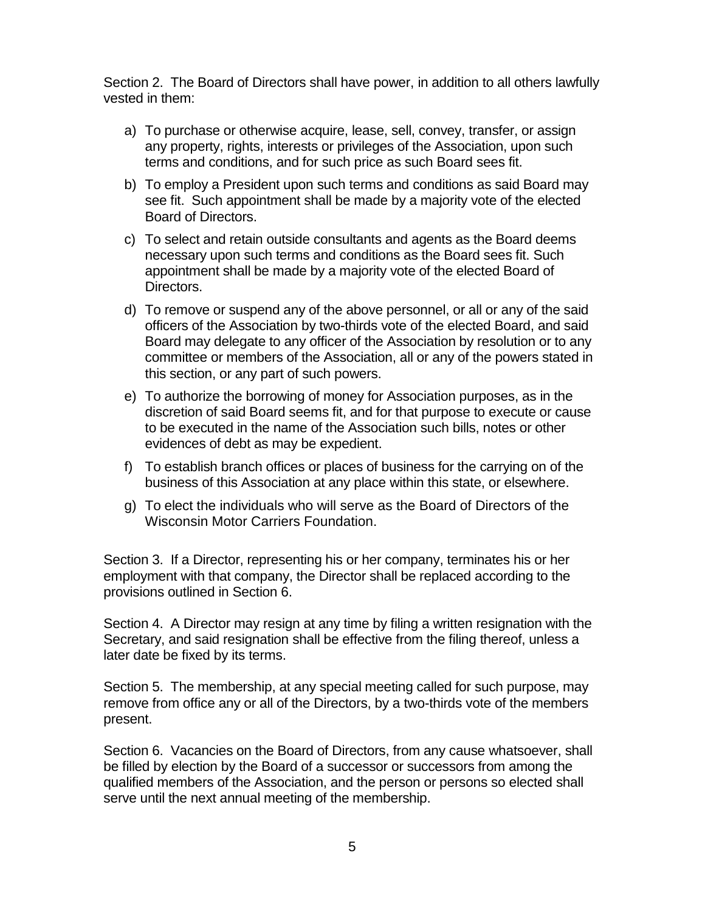Section 2. The Board of Directors shall have power, in addition to all others lawfully vested in them:

a) To purchase or otherwise acquire, lease, sell, convey, transfer, or assign any property, rights, interests or privileges of the Association, upon such terms and conditions, and for such price as such Board sees fit.

b) To employ a President upon such terms and conditions as said Board may see fit. Such appointment shall be made by a majority vote of the elected Board of Directors.

c) To select and retain outside consultants and agents as the Board deems necessary upon such terms and conditions as the Board sees fit. Such appointment shall be made by a majority vote of the elected Board of Directors.

d) To remove or suspend any of the above personnel, or all or any of the said officers of the Association by two-thirds vote of the elected Board, and said Board may delegate to any officer of the Association by resolution or to any committee or members of the Association, all or any of the powers stated in this section, or any part of such powers.

e) To authorize the borrowing of money for Association purposes, as in the discretion of said Board seems fit, and for that purpose to execute or cause to be executed in the name of the Association such bills, notes or other evidences of debt as may be expedient.

f) To establish branch offices or places of business for the carrying on of the business of this Association at any place within this state, or elsewhere.

g) To elect the individuals who will serve as the Board of Directors of the Wisconsin Motor Carriers Foundation.

Section 3. If a Director, representing his or her company, terminates his or her employment with that company, the Director shall be replaced according to the provisions outlined in Section 6.

Section 4. A Director may resign at any time by filing a written resignation with the Secretary, and said resignation shall be effective from the filing thereof, unless a later date be fixed by its terms.

Section 5. The membership, at any special meeting called for such purpose, may remove from office any or all of the Directors, by a two-thirds vote of the members present.

Section 6. Vacancies on the Board of Directors, from any cause whatsoever, shall be filled by election by the Board of a successor or successors from among the qualified members of the Association, and the person or persons so elected shall serve until the next annual meeting of the membership.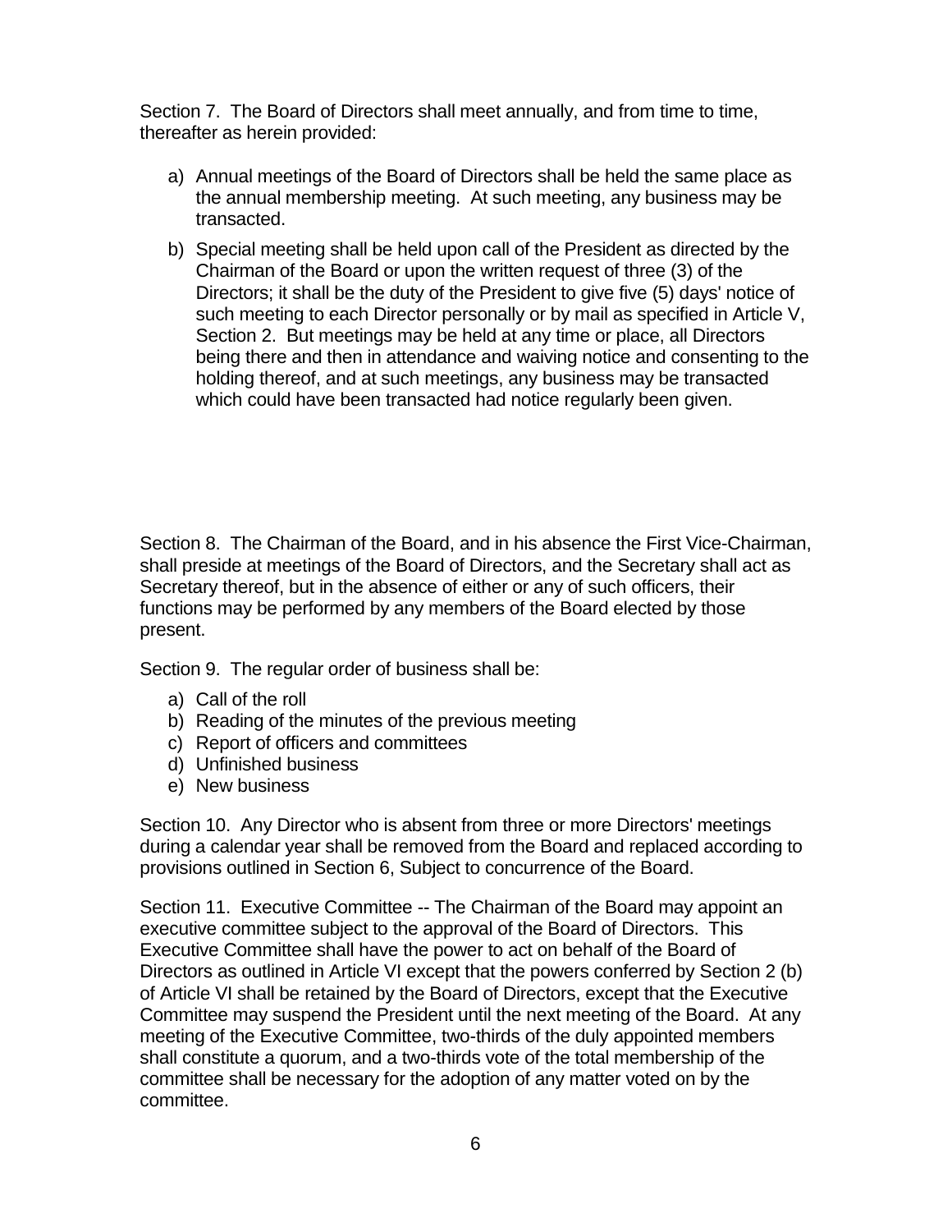Section 7. The Board of Directors shall meet annually, and from time to time, thereafter as herein provided:

a) Annual meetings of the Board of Directors shall be held the same place as the annual membership meeting. At such meeting, any business may be transacted.

b) Special meeting shall be held upon call of the President as directed by the Chairman of the Board or upon the written request of three (3) of the Directors; it shall be the duty of the President to give five (5) days' notice of such meeting to each Director personally or by mail as specified in Article V, Section 2. But meetings may be held at any time or place, all Directors being there and then in attendance and waiving notice and consenting to the holding thereof, and at such meetings, any business may be transacted which could have been transacted had notice regularly been given.

Section 8. The Chairman of the Board, and in his absence the First Vice-Chairman, shall preside at meetings of the Board of Directors, and the Secretary shall act as Secretary thereof, but in the absence of either or any of such officers, their functions may be performed by any members of the Board elected by those present.

Section 9. The regular order of business shall be:

a) Call of the roll
b) Reading of the minutes of the previous meeting
c) Report of officers and committees
d) Unfinished business
e) New business

Section 10. Any Director who is absent from three or more Directors' meetings during a calendar year shall be removed from the Board and replaced according to provisions outlined in Section 6, Subject to concurrence of the Board.

Section 11. Executive Committee -- The Chairman of the Board may appoint an executive committee subject to the approval of the Board of Directors. This Executive Committee shall have the power to act on behalf of the Board of Directors as outlined in Article VI except that the powers conferred by Section 2 (b) of Article VI shall be retained by the Board of Directors, except that the Executive Committee may suspend the President until the next meeting of the Board. At any meeting of the Executive Committee, two-thirds of the duly appointed members shall constitute a quorum, and a two-thirds vote of the total membership of the committee shall be necessary for the adoption of any matter voted on by the committee.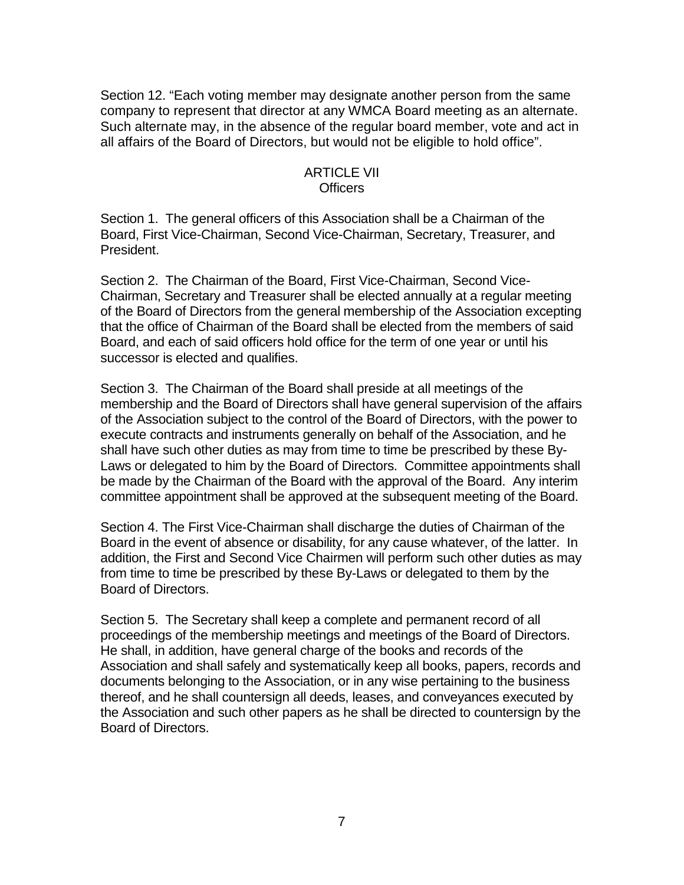Section 12. “Each voting member may designate another person from the same company to represent that director at any WMCA Board meeting as an alternate. Such alternate may, in the absence of the regular board member, vote and act in all affairs of the Board of Directors, but would not be eligible to hold office”.

## ARTICLE VII
## Officers

Section 1. The general officers of this Association shall be a Chairman of the Board, First Vice-Chairman, Second Vice-Chairman, Secretary, Treasurer, and President.

Section 2. The Chairman of the Board, First Vice-Chairman, Second Vice-Chairman, Secretary and Treasurer shall be elected annually at a regular meeting of the Board of Directors from the general membership of the Association excepting that the office of Chairman of the Board shall be elected from the members of said Board, and each of said officers hold office for the term of one year or until his successor is elected and qualifies.

Section 3. The Chairman of the Board shall preside at all meetings of the membership and the Board of Directors shall have general supervision of the affairs of the Association subject to the control of the Board of Directors, with the power to execute contracts and instruments generally on behalf of the Association, and he shall have such other duties as may from time to time be prescribed by these By-Laws or delegated to him by the Board of Directors. Committee appointments shall be made by the Chairman of the Board with the approval of the Board. Any interim committee appointment shall be approved at the subsequent meeting of the Board.

Section 4. The First Vice-Chairman shall discharge the duties of Chairman of the Board in the event of absence or disability, for any cause whatever, of the latter. In addition, the First and Second Vice Chairmen will perform such other duties as may from time to time be prescribed by these By-Laws or delegated to them by the Board of Directors.

Section 5. The Secretary shall keep a complete and permanent record of all proceedings of the membership meetings and meetings of the Board of Directors. He shall, in addition, have general charge of the books and records of the Association and shall safely and systematically keep all books, papers, records and documents belonging to the Association, or in any wise pertaining to the business thereof, and he shall countersign all deeds, leases, and conveyances executed by the Association and such other papers as he shall be directed to countersign by the Board of Directors.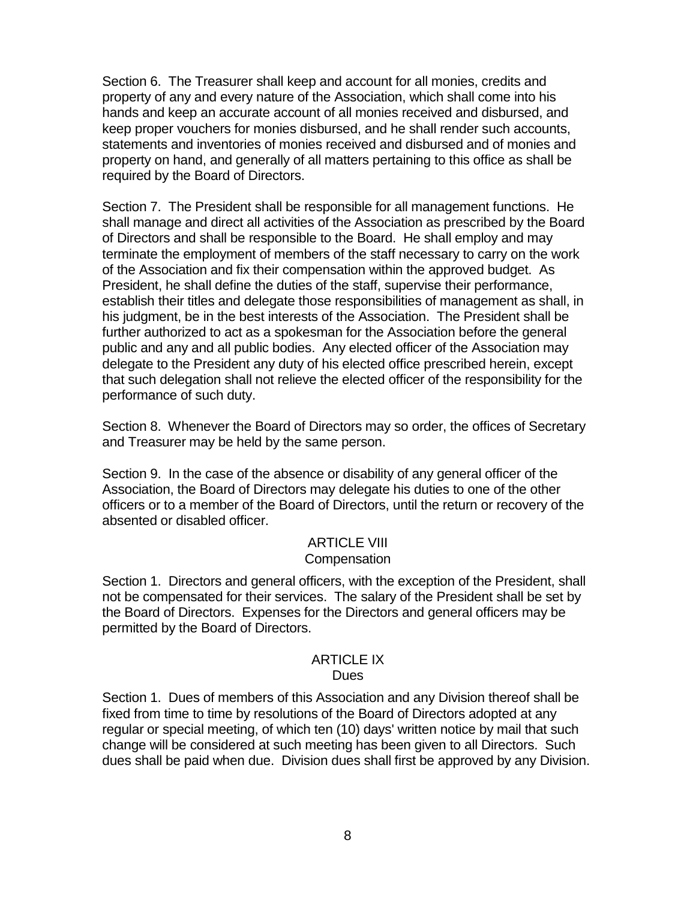Section 6. The Treasurer shall keep and account for all monies, credits and property of any and every nature of the Association, which shall come into his hands and keep an accurate account of all monies received and disbursed, and keep proper vouchers for monies disbursed, and he shall render such accounts, statements and inventories of monies received and disbursed and of monies and property on hand, and generally of all matters pertaining to this office as shall be required by the Board of Directors.

Section 7. The President shall be responsible for all management functions. He shall manage and direct all activities of the Association as prescribed by the Board of Directors and shall be responsible to the Board. He shall employ and may terminate the employment of members of the staff necessary to carry on the work of the Association and fix their compensation within the approved budget. As President, he shall define the duties of the staff, supervise their performance, establish their titles and delegate those responsibilities of management as shall, in his judgment, be in the best interests of the Association. The President shall be further authorized to act as a spokesman for the Association before the general public and any and all public bodies. Any elected officer of the Association may delegate to the President any duty of his elected office prescribed herein, except that such delegation shall not relieve the elected officer of the responsibility for the performance of such duty.

Section 8. Whenever the Board of Directors may so order, the offices of Secretary and Treasurer may be held by the same person.

Section 9. In the case of the absence or disability of any general officer of the Association, the Board of Directors may delegate his duties to one of the other officers or to a member of the Board of Directors, until the return or recovery of the absented or disabled officer.

## ARTICLE VIII
### Compensation

Section 1. Directors and general officers, with the exception of the President, shall not be compensated for their services. The salary of the President shall be set by the Board of Directors. Expenses for the Directors and general officers may be permitted by the Board of Directors.

## ARTICLE IX
### Dues

Section 1. Dues of members of this Association and any Division thereof shall be fixed from time to time by resolutions of the Board of Directors adopted at any regular or special meeting, of which ten (10) days' written notice by mail that such change will be considered at such meeting has been given to all Directors. Such dues shall be paid when due. Division dues shall first be approved by any Division.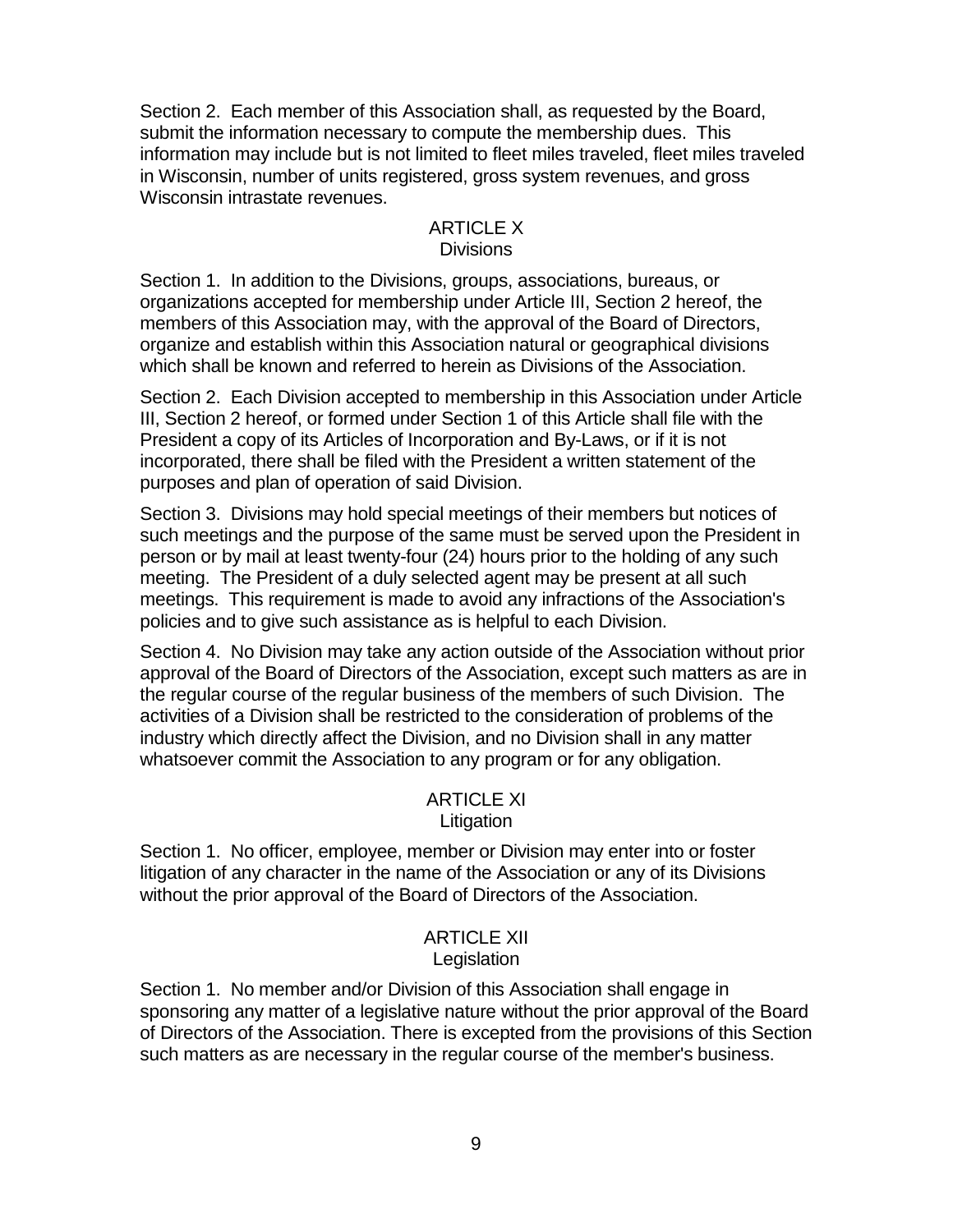Section 2. Each member of this Association shall, as requested by the Board, submit the information necessary to compute the membership dues. This information may include but is not limited to fleet miles traveled, fleet miles traveled in Wisconsin, number of units registered, gross system revenues, and gross Wisconsin intrastate revenues.

## ARTICLE X
### Divisions

Section 1. In addition to the Divisions, groups, associations, bureaus, or organizations accepted for membership under Article III, Section 2 hereof, the members of this Association may, with the approval of the Board of Directors, organize and establish within this Association natural or geographical divisions which shall be known and referred to herein as Divisions of the Association.

Section 2. Each Division accepted to membership in this Association under Article III, Section 2 hereof, or formed under Section 1 of this Article shall file with the President a copy of its Articles of Incorporation and By-Laws, or if it is not incorporated, there shall be filed with the President a written statement of the purposes and plan of operation of said Division.

Section 3. Divisions may hold special meetings of their members but notices of such meetings and the purpose of the same must be served upon the President in person or by mail at least twenty-four (24) hours prior to the holding of any such meeting. The President of a duly selected agent may be present at all such meetings. This requirement is made to avoid any infractions of the Association's policies and to give such assistance as is helpful to each Division.

Section 4. No Division may take any action outside of the Association without prior approval of the Board of Directors of the Association, except such matters as are in the regular course of the regular business of the members of such Division. The activities of a Division shall be restricted to the consideration of problems of the industry which directly affect the Division, and no Division shall in any matter whatsoever commit the Association to any program or for any obligation.

## ARTICLE XI
### Litigation

Section 1. No officer, employee, member or Division may enter into or foster litigation of any character in the name of the Association or any of its Divisions without the prior approval of the Board of Directors of the Association.

## ARTICLE XII
### Legislation

Section 1. No member and/or Division of this Association shall engage in sponsoring any matter of a legislative nature without the prior approval of the Board of Directors of the Association. There is excepted from the provisions of this Section such matters as are necessary in the regular course of the member's business.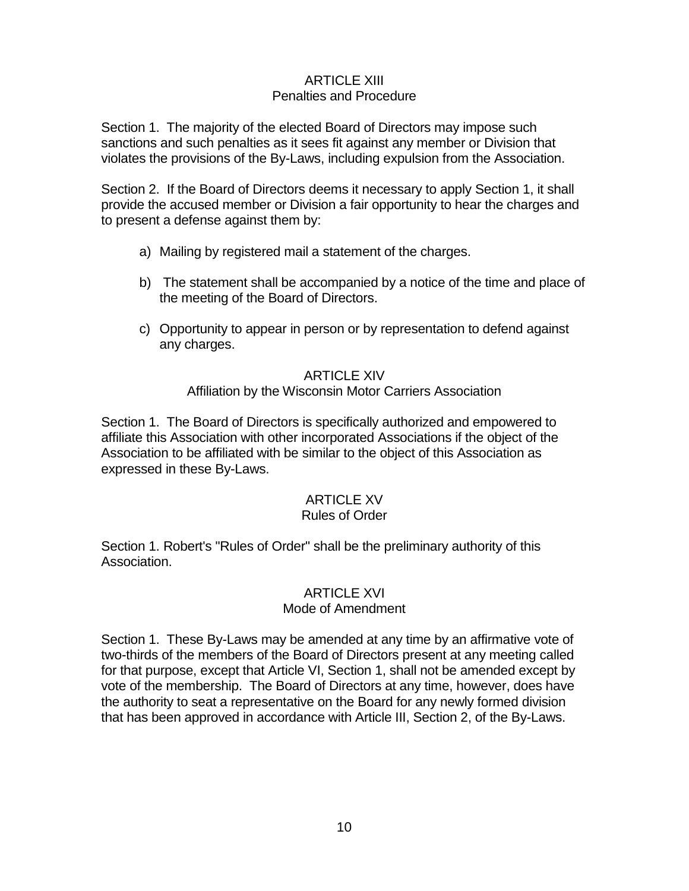## ARTICLE XIII
### Penalties and Procedure

Section 1. The majority of the elected Board of Directors may impose such sanctions and such penalties as it sees fit against any member or Division that violates the provisions of the By-Laws, including expulsion from the Association.

Section 2. If the Board of Directors deems it necessary to apply Section 1, it shall provide the accused member or Division a fair opportunity to hear the charges and to present a defense against them by:

a) Mailing by registered mail a statement of the charges.

b) The statement shall be accompanied by a notice of the time and place of the meeting of the Board of Directors.

c) Opportunity to appear in person or by representation to defend against any charges.

## ARTICLE XIV
### Affiliation by the Wisconsin Motor Carriers Association

Section 1. The Board of Directors is specifically authorized and empowered to affiliate this Association with other incorporated Associations if the object of the Association to be affiliated with be similar to the object of this Association as expressed in these By-Laws.

## ARTICLE XV
### Rules of Order

Section 1. Robert's "Rules of Order" shall be the preliminary authority of this Association.

## ARTICLE XVI
### Mode of Amendment

Section 1. These By-Laws may be amended at any time by an affirmative vote of two-thirds of the members of the Board of Directors present at any meeting called for that purpose, except that Article VI, Section 1, shall not be amended except by vote of the membership. The Board of Directors at any time, however, does have the authority to seat a representative on the Board for any newly formed division that has been approved in accordance with Article III, Section 2, of the By-Laws.